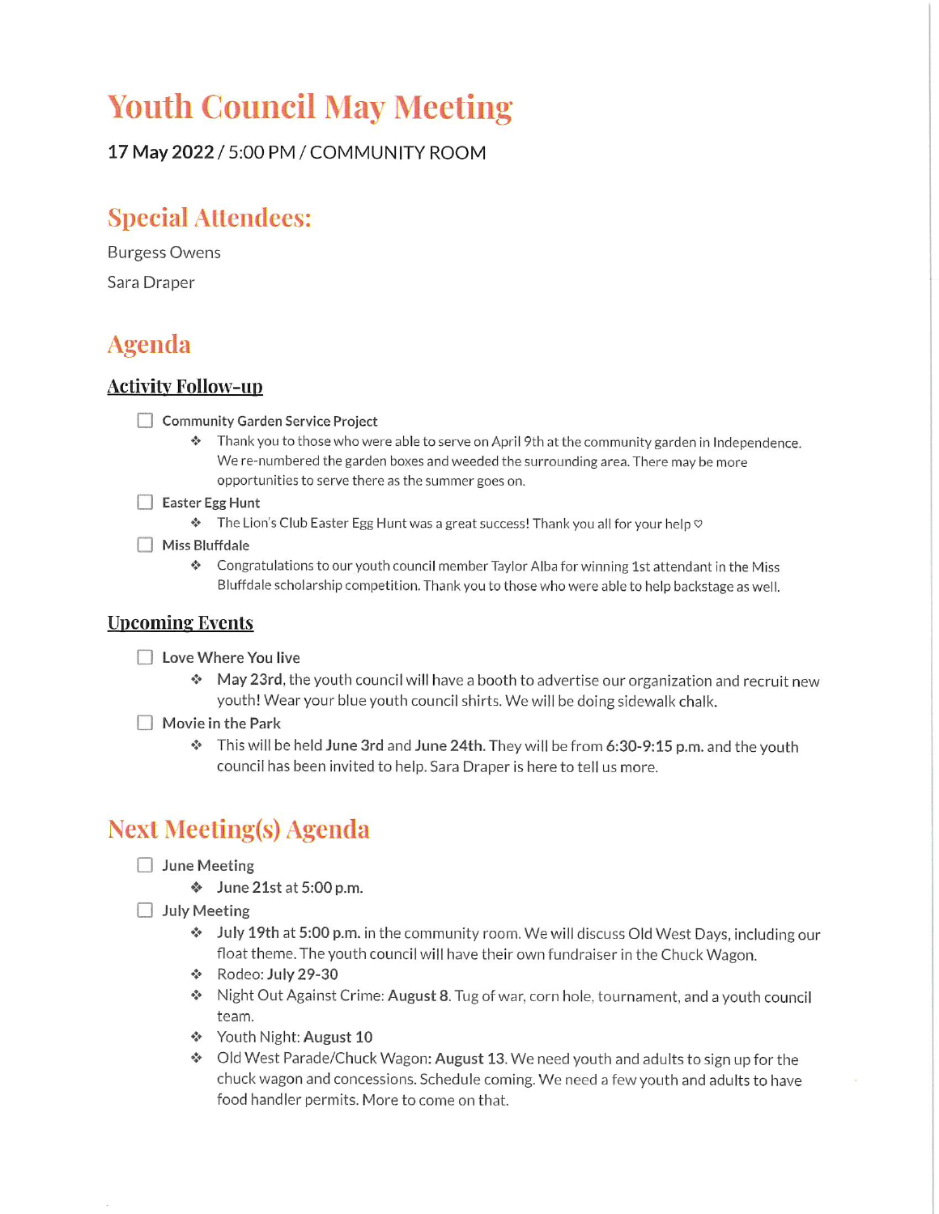# Youth Council May Meeting

**17 May 2022** / 5:00 PM / COMMUNITY ROOM

## Special Attendees:

Burgess Owens

Sara Draper

## Agenda

### Activity Follow-up

- [ ] Community Garden Service Project
  - Thank you to those who were able to serve on April 9th at the community garden in Independence. We re-numbered the garden boxes and weeded the surrounding area. There may be more opportunities to serve there as the summer goes on.
- [ ] Easter Egg Hunt
  - The Lion's Club Easter Egg Hunt was a great success! Thank you all for your help ♡
- [ ] Miss Bluffdale
  - Congratulations to our youth council member Taylor Alba for winning 1st attendant in the Miss Bluffdale scholarship competition. Thank you to those who were able to help backstage as well.

### Upcoming Events

- [ ] Love Where You live
  - **May 23rd**, the youth council will have a booth to advertise our organization and recruit new youth! Wear your blue youth council shirts. We will be doing sidewalk chalk.
- [ ] Movie in the Park
  - This will be held **June 3rd** and **June 24th**. They will be from **6:30-9:15 p.m.** and the youth council has been invited to help. Sara Draper is here to tell us more.

## Next Meeting(s) Agenda

- [ ] June Meeting
  - **June 21st** at **5:00 p.m.**
- [ ] July Meeting
  - **July 19th** at **5:00 p.m.** in the community room. We will discuss Old West Days, including our float theme. The youth council will have their own fundraiser in the Chuck Wagon.
  - Rodeo: **July 29-30**
  - Night Out Against Crime: **August 8**. Tug of war, corn hole, tournament, and a youth council team.
  - Youth Night: **August 10**
  - Old West Parade/Chuck Wagon: **August 13**. We need youth and adults to sign up for the chuck wagon and concessions. Schedule coming. We need a few youth and adults to have food handler permits. More to come on that.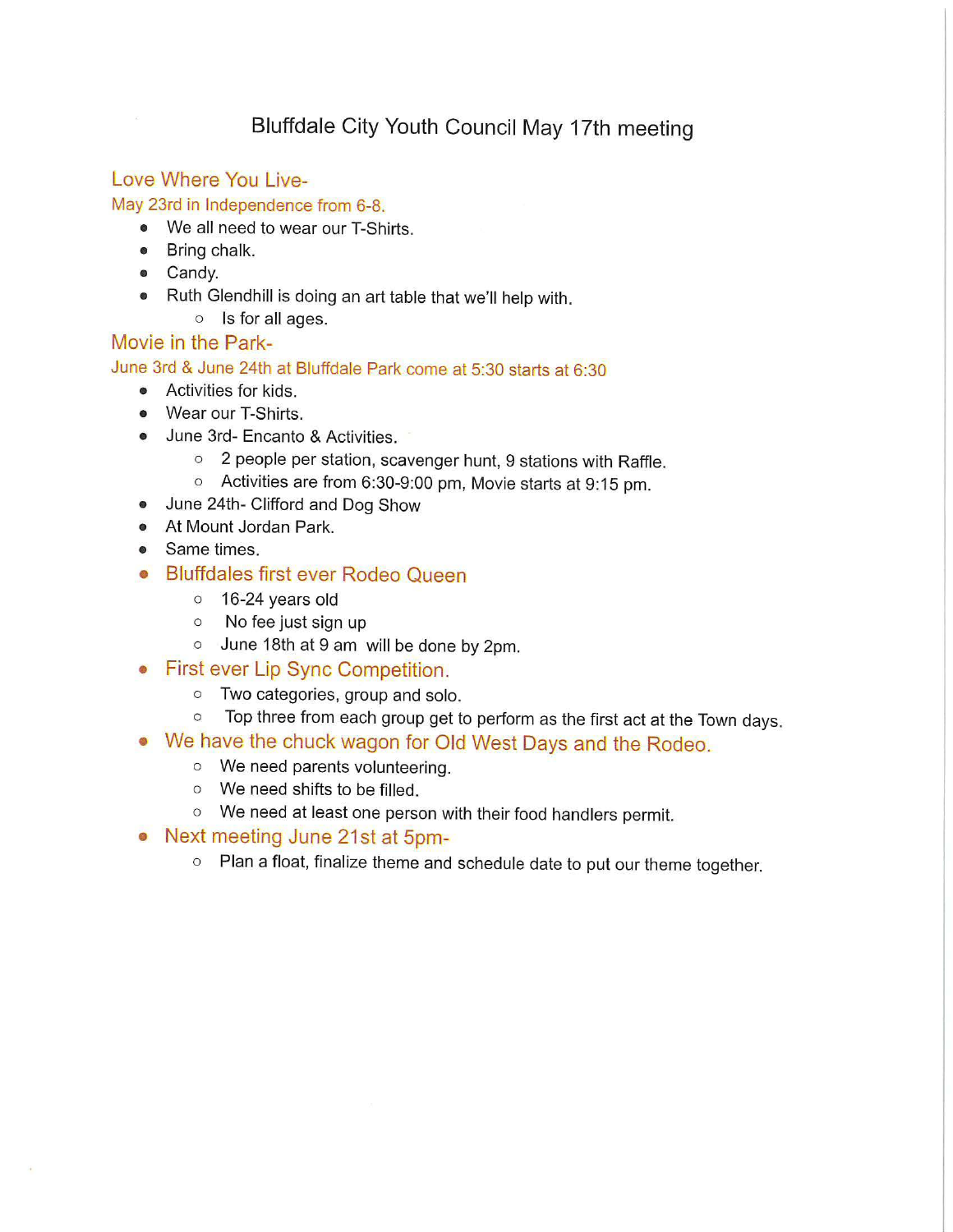# Bluffdale City Youth Council May 17th meeting

## Love Where You Live-

May 23rd in Independence from 6-8.

- We all need to wear our T-Shirts.
- Bring chalk.
- Candy.
- Ruth Glendhill is doing an art table that we'll help with.
  - Is for all ages.

## Movie in the Park-

June 3rd & June 24th at Bluffdale Park come at 5:30 starts at 6:30

- Activities for kids.
- Wear our T-Shirts.
- June 3rd- Encanto & Activities.
  - 2 people per station, scavenger hunt, 9 stations with Raffle.
  - Activities are from 6:30-9:00 pm, Movie starts at 9:15 pm.
- June 24th- Clifford and Dog Show
- At Mount Jordan Park.
- Same times.
- Bluffdales first ever Rodeo Queen
  - 16-24 years old
  - No fee just sign up
  - June 18th at 9 am will be done by 2pm.
- First ever Lip Sync Competition.
  - Two categories, group and solo.
  - Top three from each group get to perform as the first act at the Town days.
- We have the chuck wagon for Old West Days and the Rodeo.
  - We need parents volunteering.
  - We need shifts to be filled.
  - We need at least one person with their food handlers permit.
- Next meeting June 21st at 5pm-
  - Plan a float, finalize theme and schedule date to put our theme together.